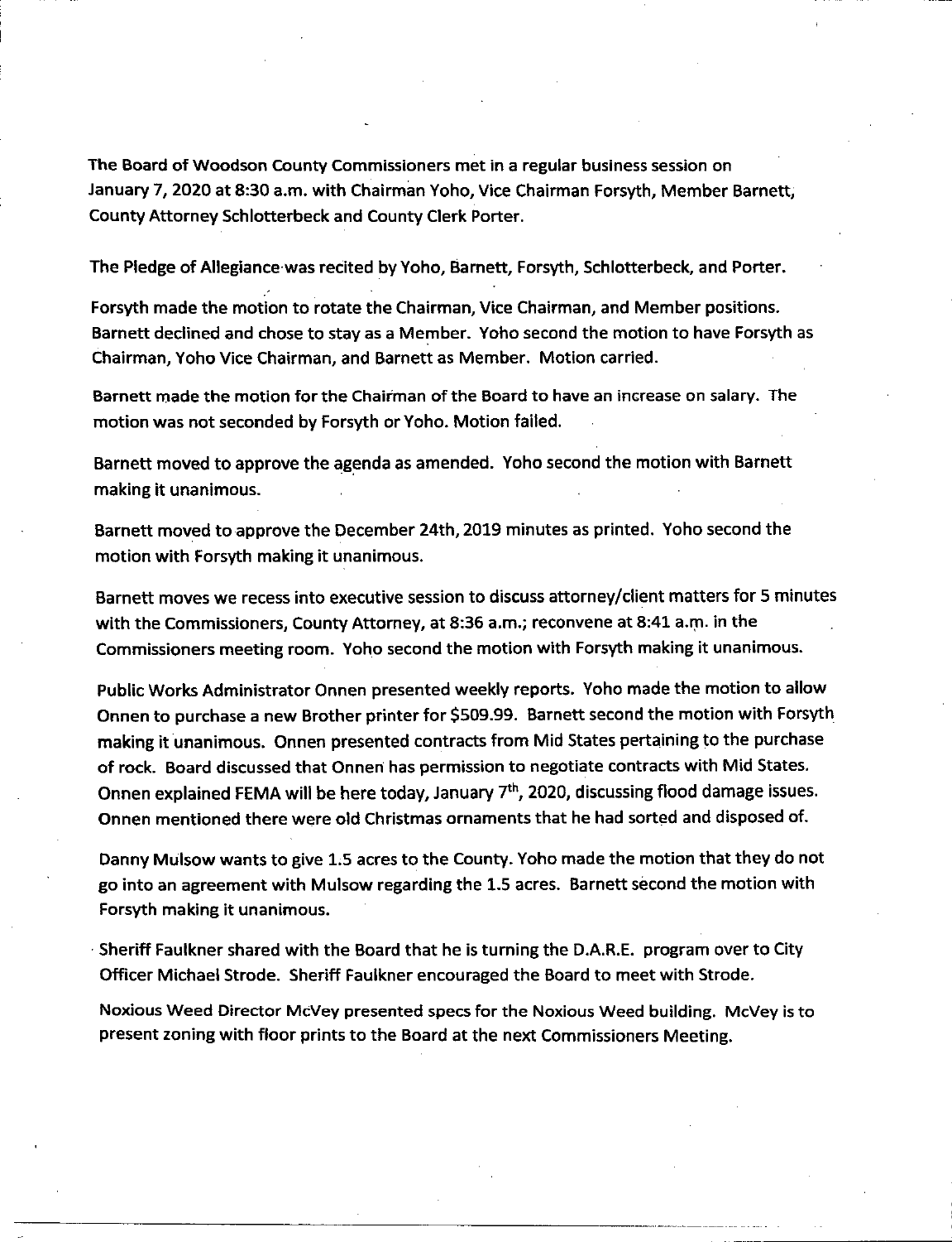The Board of Woodson County Commissioners met in a regular business session on January 7, 2020 at 8:30 a.m. with Chairman Yoho, Vice Chairman Forsyth, Member Barnett, County Attorney Schlotterbeck and County Clerk Porter.

The Pledge of Allegiance was recited by Yoho, Barnett, Forsyth, Schlotterbeck, and Porter.

Forsyth made the motion to rotate the Chairman, Vice Chairman, and Member positions. Barnett declined and chose to stay as a Member. Yoho second the motion to have Forsyth as Chairman, Yoho Vice Chairman, and Barnett as Member. Motion carried.

Barnett made the motion for the Chairman of the Board to have an increase on salary. The motion was not seconded by Forsyth or Yoho. Motion failed.

Barnett moved to approve the agenda as amended. Yoho second the motion with Barnett making it unanimous.

Barnett moved to approve the December 24th, 2019 minutes as printed. Yoho second the motion with Forsyth making it unanimous.

Barnett moves we recess into executive session to discuss attorney/client matters for 5 minutes with the Commissioners, County Attorney, at 8:36 a.m.; reconvene at 8:41 a.m. in the Commissioners meeting room. Yoho second the motion with Forsyth making it unanimous.

Public Works Administrator Onnen presented weekly reports. Yoho made the motion to allow Onnen to purchase a new Brother printer for $509.99. Barnett second the motion with Forsyth making it unanimous. Onnen presented contracts from Mid States pertaining to the purchase of rock. Board discussed that Onnen has permission to negotiate contracts with Mid States. Onnen explained FEMA will be here today, January 7th, 2020, discussing flood damage issues. Onnen mentioned there were old Christmas ornaments that he had sorted and disposed of.

Danny Mulsow wants to give 1.5 acres to the County. Yoho made the motion that they do not go into an agreement with Mulsow regarding the 1.5 acres. Barnett second the motion with Forsyth making it unanimous.

Sheriff Faulkner shared with the Board that he is turning the D.A.R.E. program over to City Officer Michael Strode. Sheriff Faulkner encouraged the Board to meet with Strode.

Noxious Weed Director McVey presented specs for the Noxious Weed building. McVey is to present zoning with floor prints to the Board at the next Commissioners Meeting.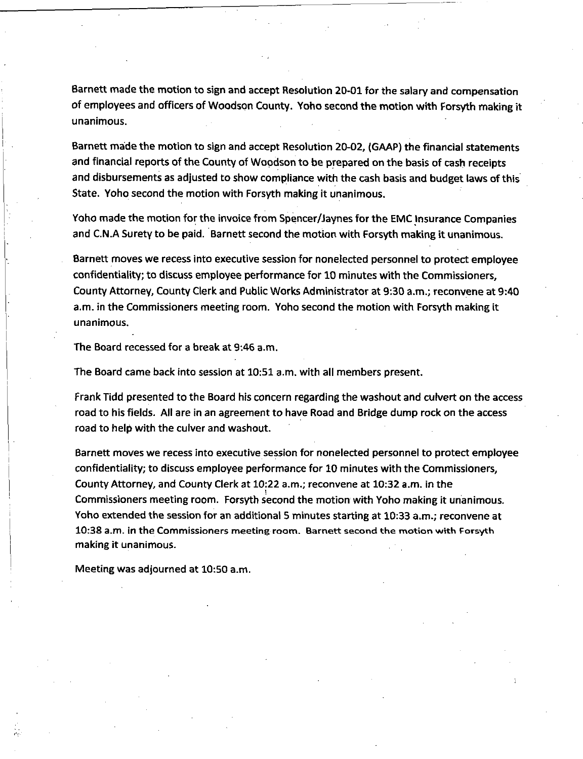Barnett made the motion to sign and accept Resolution 20-01 for the salary and compensation of employees and officers of Woodson County. Yoho second the motion with Forsyth making it unanimous.

Barnett made the motion to sign and accept Resolution 20-02, (GAAP) the financial statements and financial reports of the County of Woodson to be prepared on the basis of cash receipts and disbursements as adjusted to show compliance with the cash basis and budget laws of this State. Yoho second the motion with Forsyth making it unanimous.

Yoho made the motion for the invoice from Spencer/Jaynes for the EMC Insurance Companies and C.N.A Surety to be paid. Barnett second the motion with Forsyth making it unanimous.

Barnett moves we recess into executive session for nonelected personnel to protect employee confidentiality; to discuss employee performance for 10 minutes with the Commissioners, County Attorney, County Clerk and Public Works Administrator at 9:30 a.m.; reconvene at 9:40 a.m. in the Commissioners meeting room. Yoho second the motion with Forsyth making it unanimous.

The Board recessed for a break at 9:46 a.m.

The Board came back into session at 10:51 a.m. with all members present.

Frank Tidd presented to the Board his concern regarding the washout and culvert on the access road to his fields. All are in an agreement to have Road and Bridge dump rock on the access road to help with the culver and washout.

Barnett moves we recess into executive session for nonelected personnel to protect employee confidentiality; to discuss employee performance for 10 minutes with the Commissioners, County Attorney, and County Clerk at 10:22 a.m.; reconvene at 10:32 a.m. in the Commissioners meeting room. Forsyth second the motion with Yoho making it unanimous. Yoho extended the session for an additional 5 minutes starting at 10:33 a.m.; reconvene at 10:38 a.m. in the Commissioners meeting room. Barnett second the motion with Forsyth making it unanimous.

Meeting was adjourned at 10:50 a.m.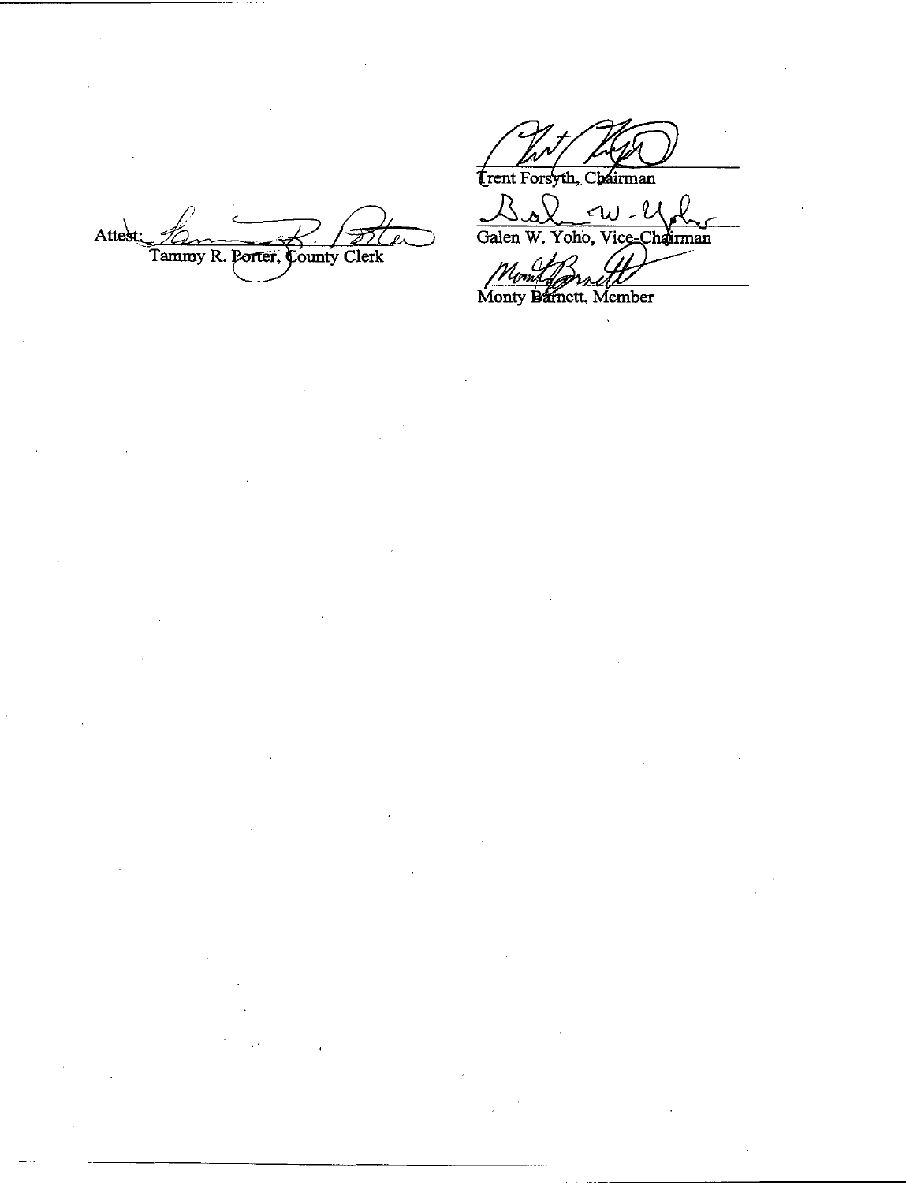Attest: ______________________
Tammy R. Porter, County Clerk

______________________
Trent Forsyth, Chairman

______________________
Galen W. Yoho, Vice-Chairman

______________________
Monty Barnett, Member